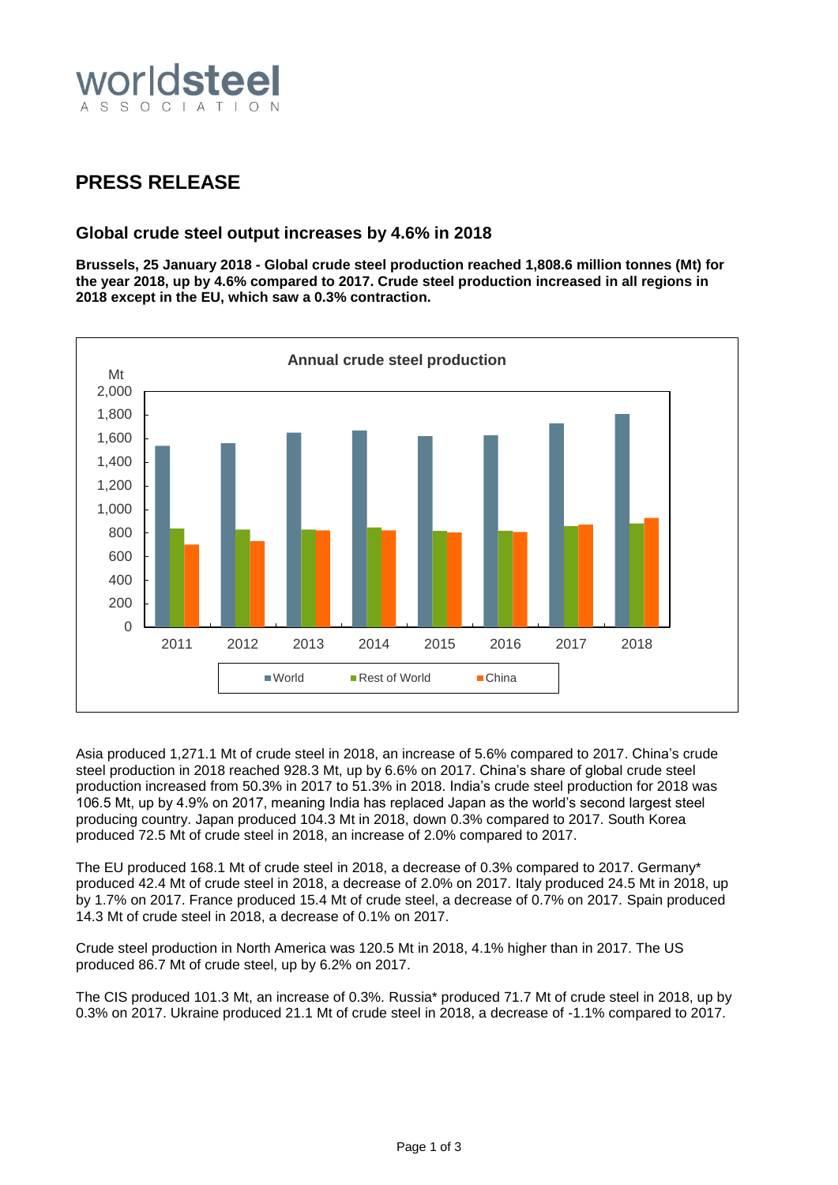# PRESS RELEASE

## Global crude steel output increases by 4.6% in 2018

**Brussels, 25 January 2018 - Global crude steel production reached 1,808.6 million tonnes (Mt) for the year 2018, up by 4.6% compared to 2017. Crude steel production increased in all regions in 2018 except in the EU, which saw a 0.3% contraction.**

Asia produced 1,271.1 Mt of crude steel in 2018, an increase of 5.6% compared to 2017. China's crude steel production in 2018 reached 928.3 Mt, up by 6.6% on 2017. China's share of global crude steel production increased from 50.3% in 2017 to 51.3% in 2018. India's crude steel production for 2018 was 106.5 Mt, up by 4.9% on 2017, meaning India has replaced Japan as the world's second largest steel producing country. Japan produced 104.3 Mt in 2018, down 0.3% compared to 2017. South Korea produced 72.5 Mt of crude steel in 2018, an increase of 2.0% compared to 2017.

The EU produced 168.1 Mt of crude steel in 2018, a decrease of 0.3% compared to 2017. Germany* produced 42.4 Mt of crude steel in 2018, a decrease of 2.0% on 2017. Italy produced 24.5 Mt in 2018, up by 1.7% on 2017. France produced 15.4 Mt of crude steel, a decrease of 0.7% on 2017. Spain produced 14.3 Mt of crude steel in 2018, a decrease of 0.1% on 2017.

Crude steel production in North America was 120.5 Mt in 2018, 4.1% higher than in 2017. The US produced 86.7 Mt of crude steel, up by 6.2% on 2017.

The CIS produced 101.3 Mt, an increase of 0.3%. Russia* produced 71.7 Mt of crude steel in 2018, up by 0.3% on 2017. Ukraine produced 21.1 Mt of crude steel in 2018, a decrease of -1.1% compared to 2017.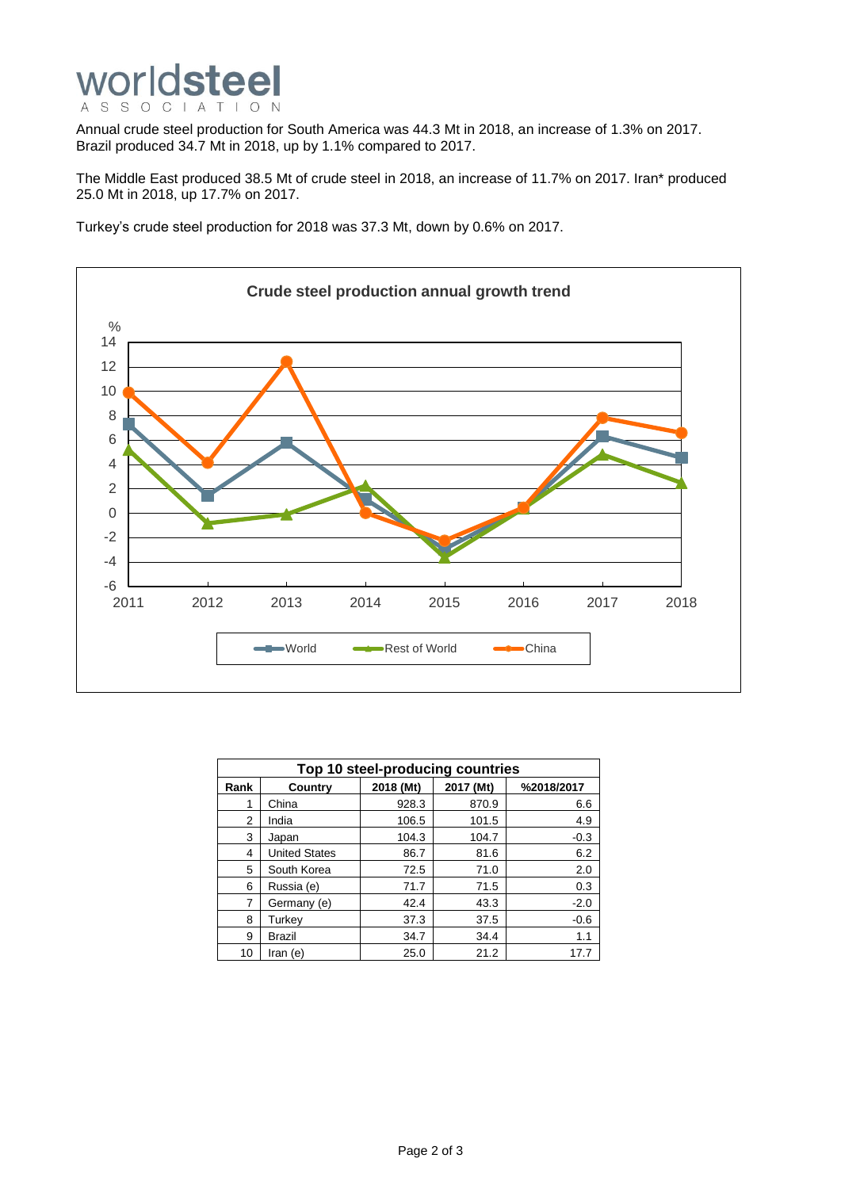Annual crude steel production for South America was 44.3 Mt in 2018, an increase of 1.3% on 2017. Brazil produced 34.7 Mt in 2018, up by 1.1% compared to 2017.

The Middle East produced 38.5 Mt of crude steel in 2018, an increase of 11.7% on 2017. Iran* produced 25.0 Mt in 2018, up 17.7% on 2017.

Turkey's crude steel production for 2018 was 37.3 Mt, down by 0.6% on 2017.

**Crude steel production annual growth trend**

| Top 10 steel-producing countries | | | | |
|---|---|---|---|---|
| **Rank** | **Country** | **2018 (Mt)** | **2017 (Mt)** | **%2018/2017** |
| 1 | China | 928.3 | 870.9 | 6.6 |
| 2 | India | 106.5 | 101.5 | 4.9 |
| 3 | Japan | 104.3 | 104.7 | -0.3 |
| 4 | United States | 86.7 | 81.6 | 6.2 |
| 5 | South Korea | 72.5 | 71.0 | 2.0 |
| 6 | Russia (e) | 71.7 | 71.5 | 0.3 |
| 7 | Germany (e) | 42.4 | 43.3 | -2.0 |
| 8 | Turkey | 37.3 | 37.5 | -0.6 |
| 9 | Brazil | 34.7 | 34.4 | 1.1 |
| 10 | Iran (e) | 25.0 | 21.2 | 17.7 |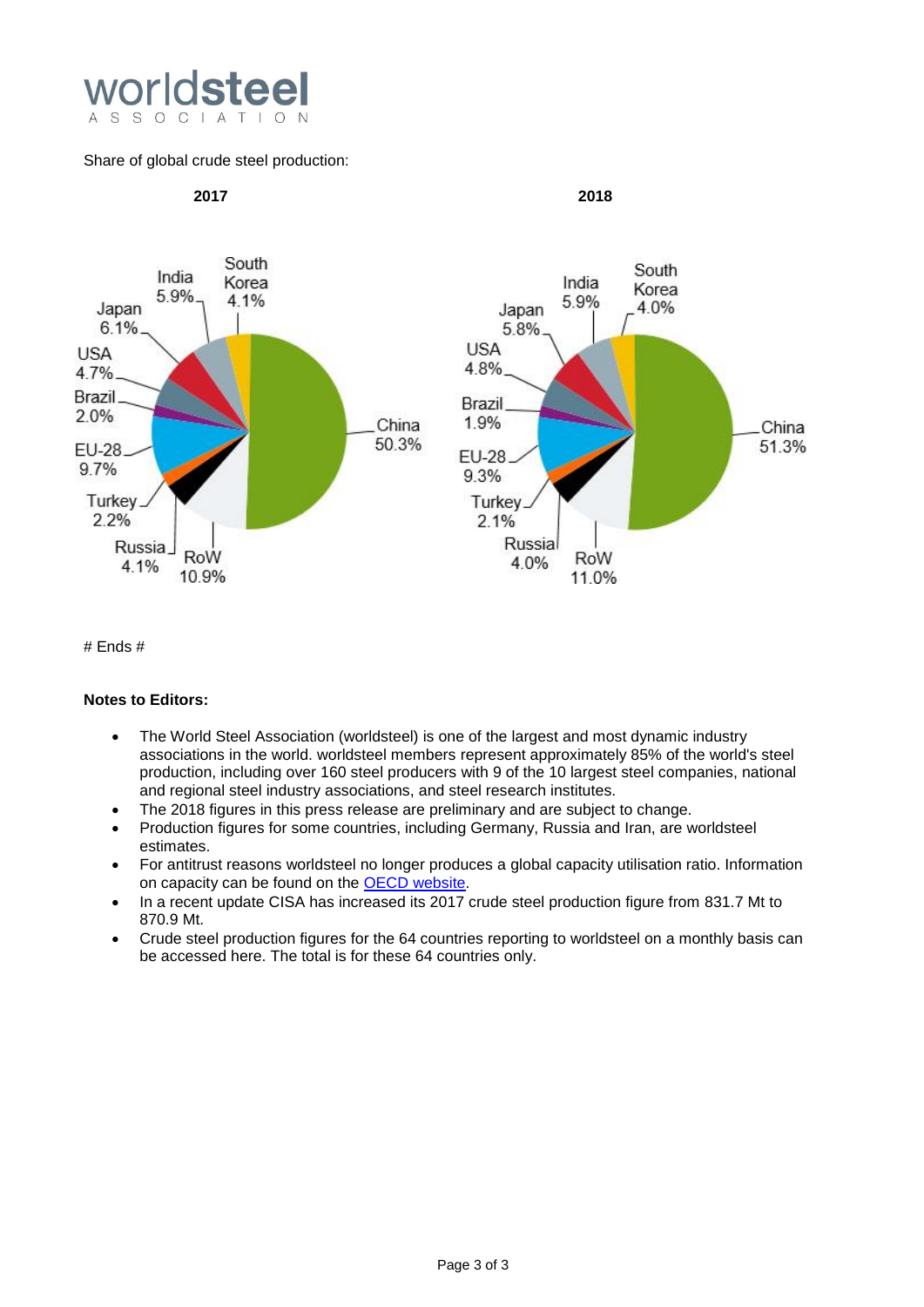worldsteel
ASSOCIATION

Share of global crude steel production:

**2017**

South Korea 4.1%
India 5.9%
Japan 6.1%
USA 4.7%
Brazil 2.0%
EU-28 9.7%
Turkey 2.2%
Russia 4.1%
RoW 10.9%
China 50.3%

**2018**

South Korea 4.0%
India 5.9%
Japan 5.8%
USA 4.8%
Brazil 1.9%
EU-28 9.3%
Turkey 2.1%
Russia 4.0%
RoW 11.0%
China 51.3%

# Ends #

**Notes to Editors:**

- The World Steel Association (worldsteel) is one of the largest and most dynamic industry associations in the world. worldsteel members represent approximately 85% of the world's steel production, including over 160 steel producers with 9 of the 10 largest steel companies, national and regional steel industry associations, and steel research institutes.
- The 2018 figures in this press release are preliminary and are subject to change.
- Production figures for some countries, including Germany, Russia and Iran, are worldsteel estimates.
- For antitrust reasons worldsteel no longer produces a global capacity utilisation ratio. Information on capacity can be found on the OECD website.
- In a recent update CISA has increased its 2017 crude steel production figure from 831.7 Mt to 870.9 Mt.
- Crude steel production figures for the 64 countries reporting to worldsteel on a monthly basis can be accessed here. The total is for these 64 countries only.